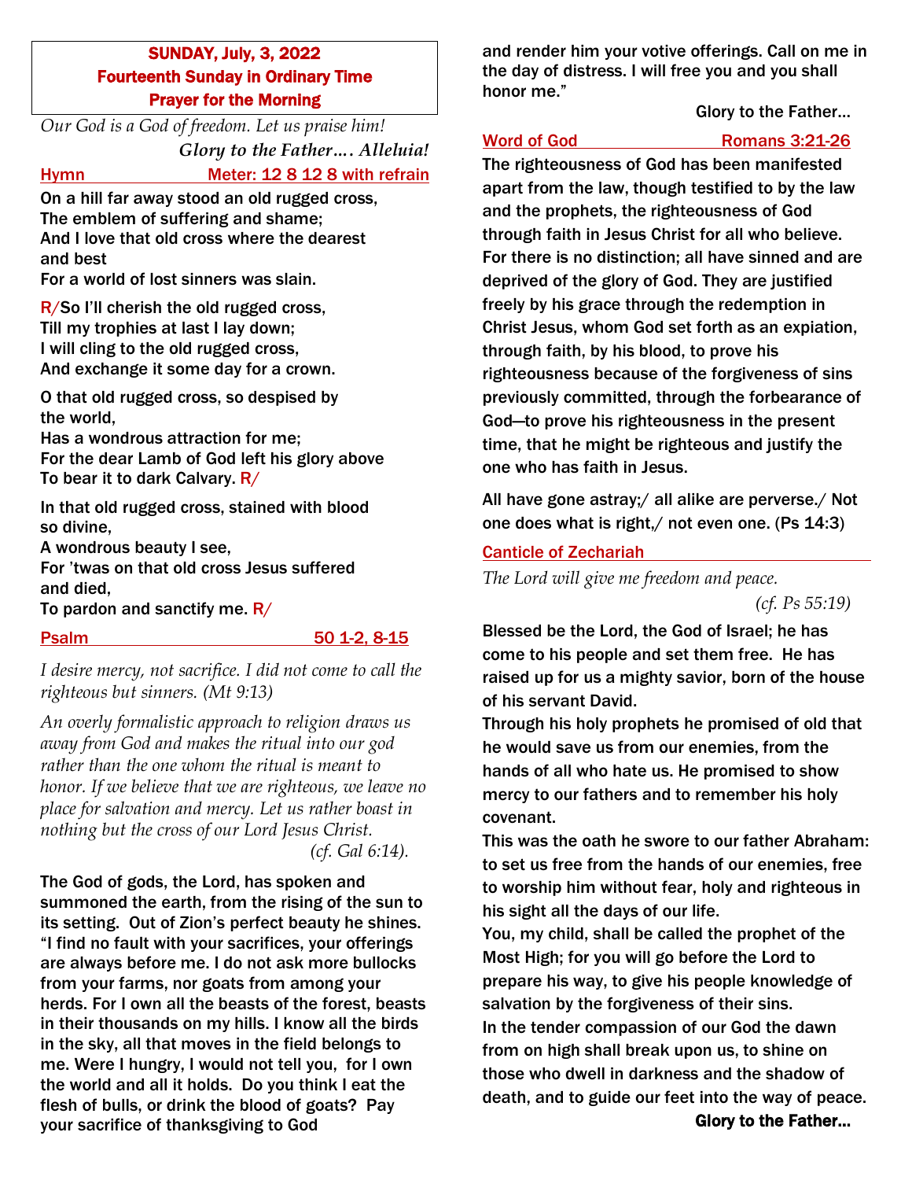**SUNDAY, July, 3, 2022**
**Fourteenth Sunday in Ordinary Time**
**Prayer for the Morning**

*Our God is a God of freedom. Let us praise him!*
*Glory to the Father…. Alleluia!*

## Hymn — Meter: 12 8 12 8 with refrain

On a hill far away stood an old rugged cross,
The emblem of suffering and shame;
And I love that old cross where the dearest and best
For a world of lost sinners was slain.

R/So I'll cherish the old rugged cross,
Till my trophies at last I lay down;
I will cling to the old rugged cross,
And exchange it some day for a crown.

O that old rugged cross, so despised by the world,
Has a wondrous attraction for me;
For the dear Lamb of God left his glory above
To bear it to dark Calvary. R/

In that old rugged cross, stained with blood so divine,
A wondrous beauty I see,
For 'twas on that old cross Jesus suffered and died,
To pardon and sanctify me. R/

## Psalm — 50 1-2, 8-15

*I desire mercy, not sacrifice. I did not come to call the righteous but sinners. (Mt 9:13)*

*An overly formalistic approach to religion draws us away from God and makes the ritual into our god rather than the one whom the ritual is meant to honor. If we believe that we are righteous, we leave no place for salvation and mercy. Let us rather boast in nothing but the cross of our Lord Jesus Christ. (cf. Gal 6:14).*

The God of gods, the Lord, has spoken and summoned the earth, from the rising of the sun to its setting. Out of Zion's perfect beauty he shines. "I find no fault with your sacrifices, your offerings are always before me. I do not ask more bullocks from your farms, nor goats from among your herds. For I own all the beasts of the forest, beasts in their thousands on my hills. I know all the birds in the sky, all that moves in the field belongs to me. Were I hungry, I would not tell you, for I own the world and all it holds. Do you think I eat the flesh of bulls, or drink the blood of goats? Pay your sacrifice of thanksgiving to God and render him your votive offerings. Call on me in the day of distress. I will free you and you shall honor me."

Glory to the Father…

## Word of God — Romans 3:21-26

The righteousness of God has been manifested apart from the law, though testified to by the law and the prophets, the righteousness of God through faith in Jesus Christ for all who believe. For there is no distinction; all have sinned and are deprived of the glory of God. They are justified freely by his grace through the redemption in Christ Jesus, whom God set forth as an expiation, through faith, by his blood, to prove his righteousness because of the forgiveness of sins previously committed, through the forbearance of God—to prove his righteousness in the present time, that he might be righteous and justify the one who has faith in Jesus.

All have gone astray;/ all alike are perverse./ Not one does what is right,/ not even one. (Ps 14:3)

## Canticle of Zechariah

*The Lord will give me freedom and peace. (cf. Ps 55:19)*

Blessed be the Lord, the God of Israel; he has come to his people and set them free. He has raised up for us a mighty savior, born of the house of his servant David.
Through his holy prophets he promised of old that he would save us from our enemies, from the hands of all who hate us. He promised to show mercy to our fathers and to remember his holy covenant.
This was the oath he swore to our father Abraham: to set us free from the hands of our enemies, free to worship him without fear, holy and righteous in his sight all the days of our life.
You, my child, shall be called the prophet of the Most High; for you will go before the Lord to prepare his way, to give his people knowledge of salvation by the forgiveness of their sins.
In the tender compassion of our God the dawn from on high shall break upon us, to shine on those who dwell in darkness and the shadow of death, and to guide our feet into the way of peace.

**Glory to the Father…**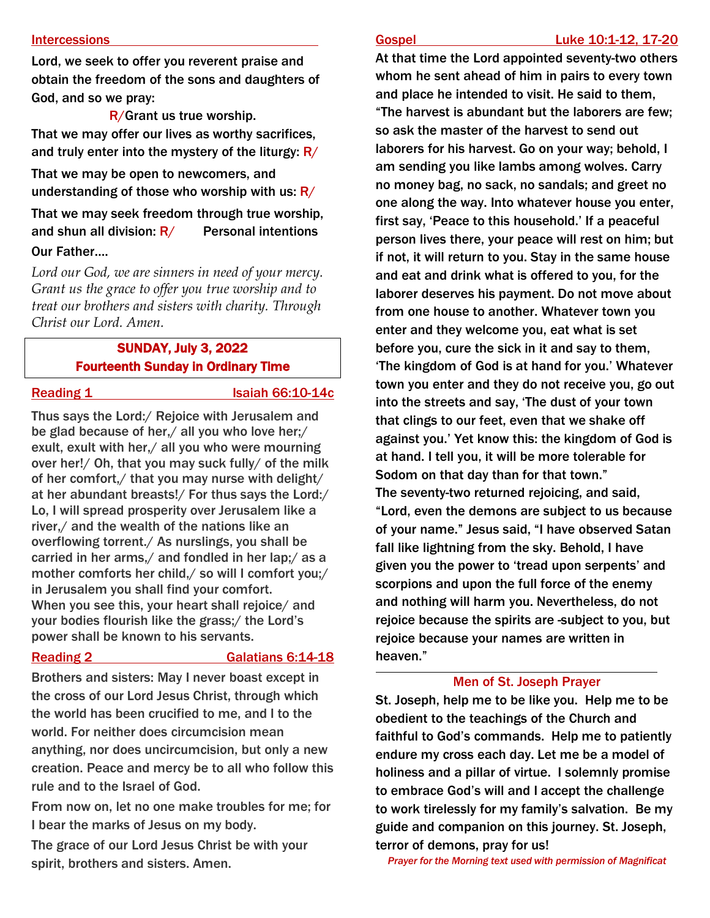## Intercessions

Lord, we seek to offer you reverent praise and obtain the freedom of the sons and daughters of God, and so we pray:

R/Grant us true worship.

That we may offer our lives as worthy sacrifices, and truly enter into the mystery of the liturgy: R/

That we may be open to newcomers, and understanding of those who worship with us: R/

That we may seek freedom through true worship, and shun all division: R/ Personal intentions

Our Father….

*Lord our God, we are sinners in need of your mercy. Grant us the grace to offer you true worship and to treat our brothers and sisters with charity. Through Christ our Lord. Amen.*

## SUNDAY, July 3, 2022
## Fourteenth Sunday in Ordinary Time

### Reading 1 — Isaiah 66:10-14c

Thus says the Lord:/ Rejoice with Jerusalem and be glad because of her,/ all you who love her;/ exult, exult with her,/ all you who were mourning over her!/ Oh, that you may suck fully/ of the milk of her comfort,/ that you may nurse with delight/ at her abundant breasts!/ For thus says the Lord:/ Lo, I will spread prosperity over Jerusalem like a river,/ and the wealth of the nations like an overflowing torrent./ As nurslings, you shall be carried in her arms,/ and fondled in her lap;/ as a mother comforts her child,/ so will I comfort you;/ in Jerusalem you shall find your comfort.
When you see this, your heart shall rejoice/ and your bodies flourish like the grass;/ the Lord's power shall be known to his servants.

### Reading 2 — Galatians 6:14-18

Brothers and sisters: May I never boast except in the cross of our Lord Jesus Christ, through which the world has been crucified to me, and I to the world. For neither does circumcision mean anything, nor does uncircumcision, but only a new creation. Peace and mercy be to all who follow this rule and to the Israel of God.

From now on, let no one make troubles for me; for I bear the marks of Jesus on my body.

The grace of our Lord Jesus Christ be with your spirit, brothers and sisters. Amen.

### Gospel — Luke 10:1-12, 17-20

At that time the Lord appointed seventy-two others whom he sent ahead of him in pairs to every town and place he intended to visit. He said to them, "The harvest is abundant but the laborers are few; so ask the master of the harvest to send out laborers for his harvest. Go on your way; behold, I am sending you like lambs among wolves. Carry no money bag, no sack, no sandals; and greet no one along the way. Into whatever house you enter, first say, 'Peace to this household.' If a peaceful person lives there, your peace will rest on him; but if not, it will return to you. Stay in the same house and eat and drink what is offered to you, for the laborer deserves his payment. Do not move about from one house to another. Whatever town you enter and they welcome you, eat what is set before you, cure the sick in it and say to them, 'The kingdom of God is at hand for you.' Whatever town you enter and they do not receive you, go out into the streets and say, 'The dust of your town that clings to our feet, even that we shake off against you.' Yet know this: the kingdom of God is at hand. I tell you, it will be more tolerable for Sodom on that day than for that town."
The seventy-two returned rejoicing, and said, "Lord, even the demons are subject to us because of your name." Jesus said, "I have observed Satan fall like lightning from the sky. Behold, I have given you the power to 'tread upon serpents' and scorpions and upon the full force of the enemy and nothing will harm you. Nevertheless, do not rejoice because the spirits are -subject to you, but rejoice because your names are written in heaven."

### Men of St. Joseph Prayer

St. Joseph, help me to be like you. Help me to be obedient to the teachings of the Church and faithful to God's commands. Help me to patiently endure my cross each day. Let me be a model of holiness and a pillar of virtue. I solemnly promise to embrace God's will and I accept the challenge to work tirelessly for my family's salvation. Be my guide and companion on this journey. St. Joseph, terror of demons, pray for us!

*Prayer for the Morning text used with permission of Magnificat*